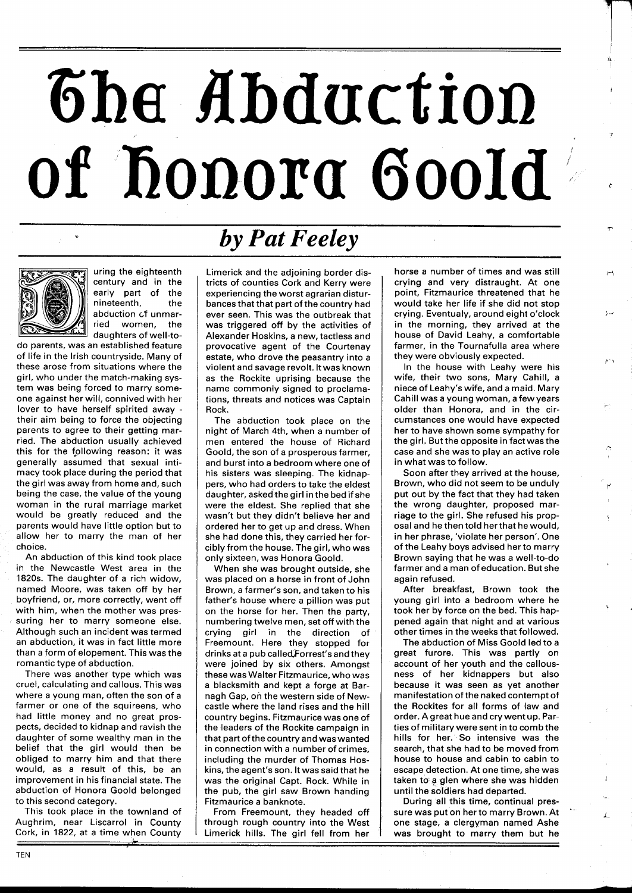# The Abduction of Honora Goold

## *by Pat Feeley*

During the eighteenth century and in the early part of the nineteenth, the abduction of unmarried women, the daughters of well-to-do parents, was an established feature of life in the Irish countryside. Many of these arose from situations where the girl, who under the match-making system was being forced to marry someone against her will, connived with her lover to have herself spirited away - their aim being to force the objecting parents to agree to their getting married. The abduction usually achieved this for the following reason: it was generally assumed that sexual intimacy took place during the period that the girl was away from home and, such being the case, the value of the young woman in the rural marriage market would be greatly reduced and the parents would have little option but to allow her to marry the man of her choice.

An abduction of this kind took place in the Newcastle West area in the 1820s. The daughter of a rich widow, named Moore, was taken off by her boyfriend, or, more correctly, went off with him, when the mother was pressuring her to marry someone else. Although such an incident was termed an abduction, it was in fact little more than a form of elopement. This was the romantic type of abduction.

There was another type which was cruel, calculating and callous. This was where a young man, often the son of a farmer or one of the squireens, who had little money and no great prospects, decided to kidnap and ravish the daughter of some wealthy man in the belief that the girl would then be obliged to marry him and that there would, as a result of this, be an improvement in his financial state. The abduction of Honora Goold belonged to this second category.

This took place in the townland of Aughrim, near Liscarrol in County Cork, in 1822, at a time when County Limerick and the adjoining border districts of counties Cork and Kerry were experiencing the worst agrarian disturbances that that part of the country had ever seen. This was the outbreak that was triggered off by the activities of Alexander Hoskins, a new, tactless and provocative agent of the Courtenay estate, who drove the peasantry into a violent and savage revolt. It was known as the Rockite uprising because the name commonly signed to proclamations, threats and notices was Captain Rock.

The abduction took place on the night of March 4th, when a number of men entered the house of Richard Goold, the son of a prosperous farmer, and burst into a bedroom where one of his sisters was sleeping. The kidnappers, who had orders to take the eldest daughter, asked the girl in the bed if she were the eldest. She replied that she wasn't but they didn't believe her and ordered her to get up and dress. When she had done this, they carried her forcibly from the house. The girl, who was only sixteen, was Honora Goold.

When she was brought outside, she was placed on a horse in front of John Brown, a farmer's son, and taken to his father's house where a pillion was put on the horse for her. Then the party, numbering twelve men, set off with the crying girl in the direction of Freemount. Here they stopped for drinks at a pub called Forrest's and they were joined by six others. Amongst these was Walter Fitzmaurice, who was a blacksmith and kept a forge at Barnagh Gap, on the western side of Newcastle where the land rises and the hill country begins. Fitzmaurice was one of the leaders of the Rockite campaign in that part of the country and was wanted in connection with a number of crimes, including the murder of Thomas Hoskins, the agent's son. It was said that he was the original Capt. Rock. While in the pub, the girl saw Brown handing Fitzmaurice a banknote.

From Freemount, they headed off through rough country into the West Limerick hills. The girl fell from her horse a number of times and was still crying and very distraught. At one point, Fitzmaurice threatened that he would take her life if she did not stop crying. Eventualy, around eight o'clock in the morning, they arrived at the house of David Leahy, a comfortable farmer, in the Tournafulla area where they were obviously expected.

In the house with Leahy were his wife, their two sons, Mary Cahill, a niece of Leahy's wife, and a maid. Mary Cahill was a young woman, a few years older than Honora, and in the circumstances one would have expected her to have shown some sympathy for the girl. But the opposite in fact was the case and she was to play an active role in what was to follow.

Soon after they arrived at the house, Brown, who did not seem to be unduly put out by the fact that they had taken the wrong daughter, proposed marriage to the girl. She refused his proposal and he then told her that he would, in her phrase, 'violate her person'. One of the Leahy boys advised her to marry Brown saying that he was a well-to-do farmer and a man of education. But she again refused.

After breakfast, Brown took the young girl into a bedroom where he took her by force on the bed. This happened again that night and at various other times in the weeks that followed.

The abduction of Miss Goold led to a great furore. This was partly on account of her youth and the callousness of her kidnappers but also because it was seen as yet another manifestation of the naked contempt of the Rockites for all forms of law and order. A great hue and cry went up. Parties of military were sent in to comb the hills for her. So intensive was the search, that she had to be moved from house to house and cabin to cabin to escape detection. At one time, she was taken to a glen where she was hidden until the soldiers had departed.

During all this time, continual pressure was put on her to marry Brown. At one stage, a clergyman named Ashe was brought to marry them but he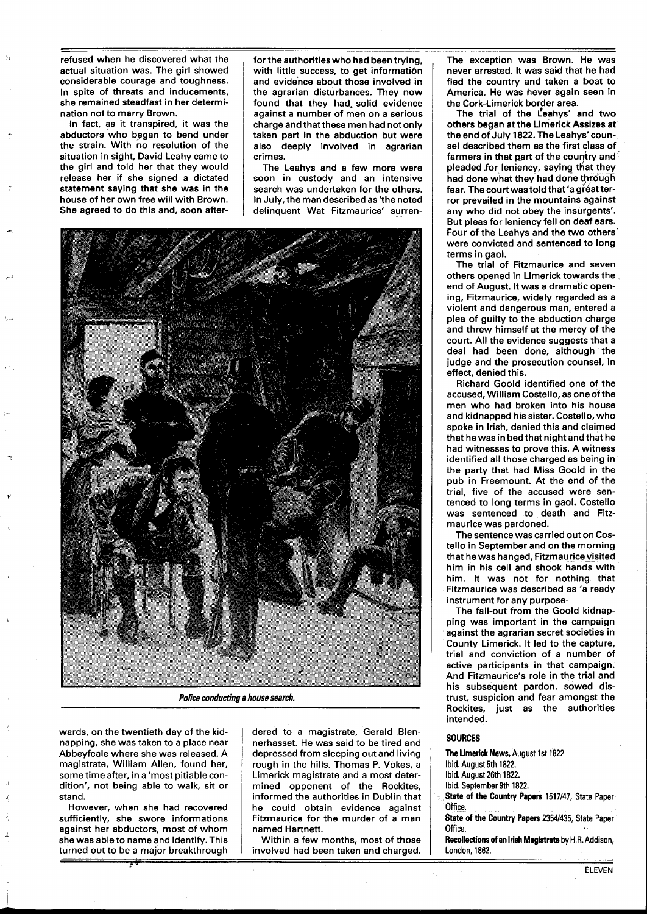refused when he discovered what the actual situation was. The girl showed considerable courage and toughness. In spite of threats and inducements, she remained steadfast in her determination not to marry Brown.

In fact, as it transpired, it was the abductors who began to bend under the strain. With no resolution of the situation in sight, David Leahy came to the girl and told her that they would release her if she signed a dictated statement saying that she was in the house of her own free will with Brown. She agreed to do this and, soon afterwards, on the twentieth day of the kidnapping, she was taken to a place near Abbeyfeale where she was released. A magistrate, William Allen, found her, some time after, in a 'most pitiable condition', not being able to walk, sit or stand.

However, when she had recovered sufficiently, she swore informations against her abductors, most of whom she was able to name and identify. This turned out to be a major breakthrough for the authorities who had been trying, with little success, to get information and evidence about those involved in the agrarian disturbances. They now found that they had solid evidence against a number of men on a serious charge and that these men had not only taken part in the abduction but were also deeply involved in agrarian crimes.

The Leahys and a few more were soon in custody and an intensive search was undertaken for the others. In July, the man described as 'the noted delinquent Wat Fitzmaurice' surrendered to a magistrate, Gerald Blennerhasset. He was said to be tired and depressed from sleeping out and living rough in the hills. Thomas P. Vokes, a Limerick magistrate and a most determined opponent of the Rockites, informed the authorities in Dublin that he could obtain evidence against Fitzmaurice for the murder of a man named Hartnett.

Within a few months, most of those involved had been taken and charged.

*Police conducting a house search.*

The exception was Brown. He was never arrested. It was said that he had fled the country and taken a boat to America. He was never again seen in the Cork-Limerick border area.

The trial of the Leahys' and two others began at the Limerick Assizes at the end of July 1822. The Leahys' counsel described them as the first class of farmers in that part of the country and pleaded for leniency, saying that they had done what they had done through fear. The court was told that 'a great terror prevailed in the mountains against any who did not obey the insurgents'. But pleas for leniency fell on deaf ears. Four of the Leahys and the two others were convicted and sentenced to long terms in gaol.

The trial of Fitzmaurice and seven others opened in Limerick towards the end of August. It was a dramatic opening, Fitzmaurice, widely regarded as a violent and dangerous man, entered a plea of guilty to the abduction charge and threw himself at the mercy of the court. All the evidence suggests that a deal had been done, although the judge and the prosecution counsel, in effect, denied this.

Richard Goold identified one of the accused, William Costello, as one of the men who had broken into his house and kidnapped his sister. Costello, who spoke in Irish, denied this and claimed that he was in bed that night and that he had witnesses to prove this. A witness identified all those charged as being in the party that had Miss Goold in the pub in Freemount. At the end of the trial, five of the accused were sentenced to long terms in gaol. Costello was sentenced to death and Fitzmaurice was pardoned.

The sentence was carried out on Costello in September and on the morning that he was hanged, Fitzmaurice visited him in his cell and shook hands with him. It was not for nothing that Fitzmaurice was described as 'a ready instrument for any purpose'.

The fall-out from the Goold kidnapping was important in the campaign against the agrarian secret societies in County Limerick. It led to the capture, trial and conviction of a number of active participants in that campaign. And Fitzmaurice's role in the trial and his subsequent pardon, sowed distrust, suspicion and fear amongst the Rockites, just as the authorities intended.

## SOURCES

**The Limerick News,** August 1st 1822.
Ibid. August 5th 1822.
Ibid. August 26th 1822.
Ibid. September 9th 1822.
**State of the Country Papers** 1517/47, State Paper Office.
**State of the Country Papers** 2354/435, State Paper Office.
**Recollections of an Irish Magistrate** by H.R. Addison, London, 1862.